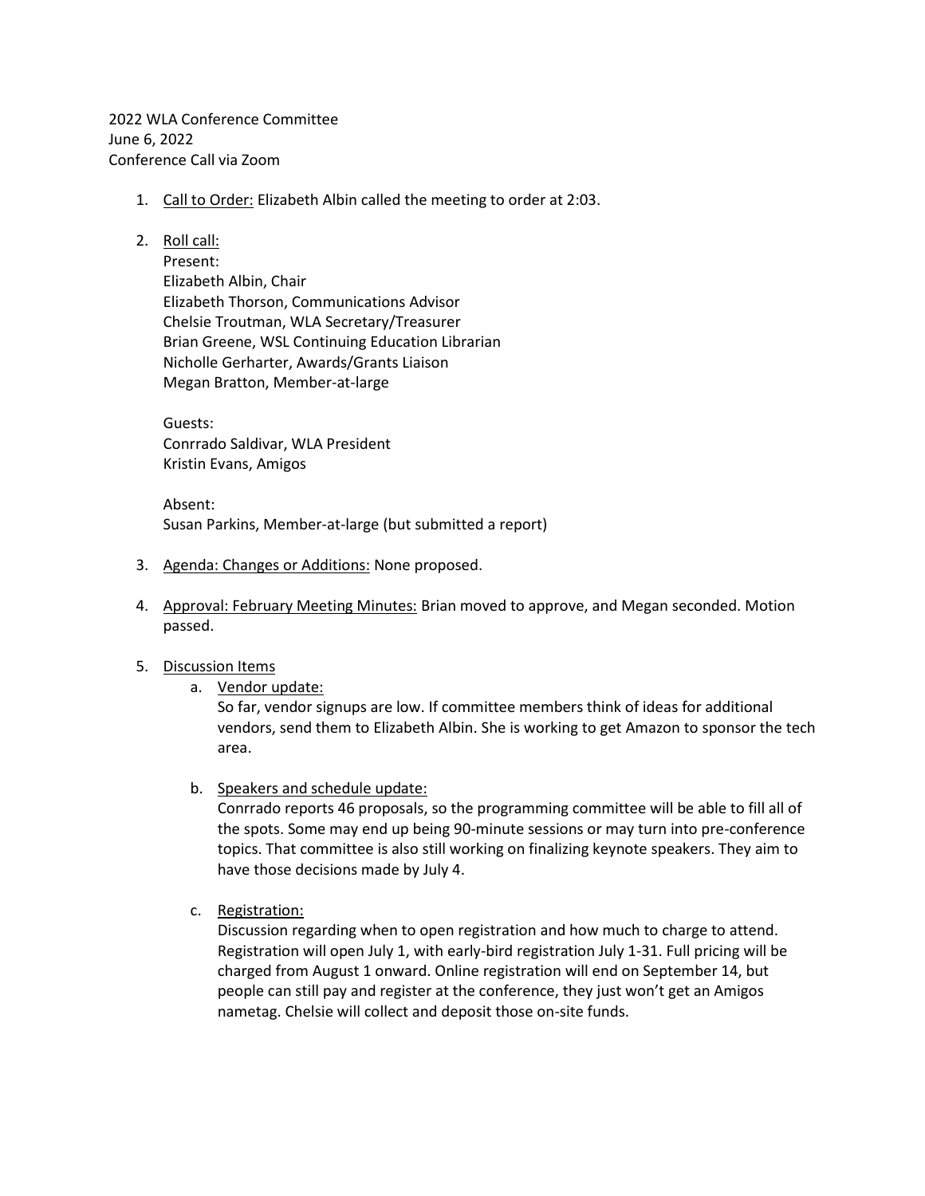2022 WLA Conference Committee
June 6, 2022
Conference Call via Zoom

1. Call to Order: Elizabeth Albin called the meeting to order at 2:03.

2. Roll call:
   Present:
   Elizabeth Albin, Chair
   Elizabeth Thorson, Communications Advisor
   Chelsie Troutman, WLA Secretary/Treasurer
   Brian Greene, WSL Continuing Education Librarian
   Nicholle Gerharter, Awards/Grants Liaison
   Megan Bratton, Member-at-large

   Guests:
   Conrrado Saldivar, WLA President
   Kristin Evans, Amigos

   Absent:
   Susan Parkins, Member-at-large (but submitted a report)

3. Agenda: Changes or Additions: None proposed.

4. Approval: February Meeting Minutes: Brian moved to approve, and Megan seconded. Motion passed.

5. Discussion Items
   a. Vendor update:
      So far, vendor signups are low. If committee members think of ideas for additional vendors, send them to Elizabeth Albin. She is working to get Amazon to sponsor the tech area.

   b. Speakers and schedule update:
      Conrrado reports 46 proposals, so the programming committee will be able to fill all of the spots. Some may end up being 90-minute sessions or may turn into pre-conference topics. That committee is also still working on finalizing keynote speakers. They aim to have those decisions made by July 4.

   c. Registration:
      Discussion regarding when to open registration and how much to charge to attend. Registration will open July 1, with early-bird registration July 1-31. Full pricing will be charged from August 1 onward. Online registration will end on September 14, but people can still pay and register at the conference, they just won't get an Amigos nametag. Chelsie will collect and deposit those on-site funds.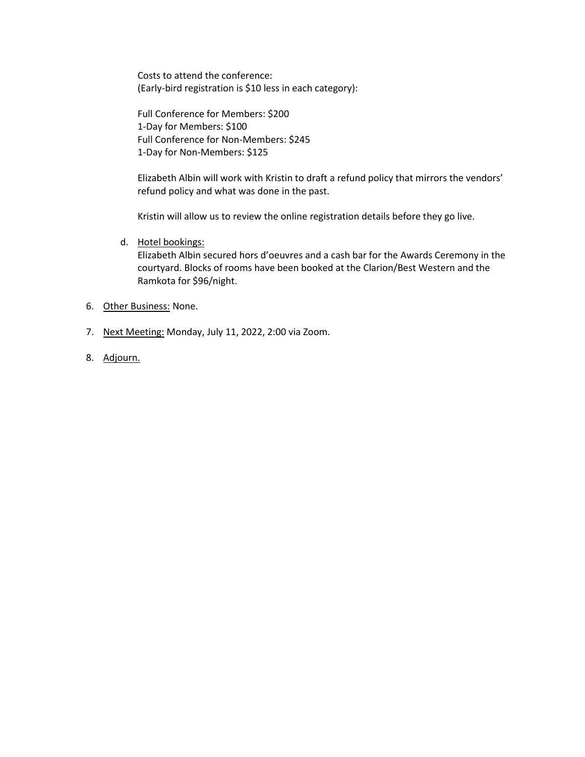Costs to attend the conference:
(Early-bird registration is $10 less in each category):

Full Conference for Members: $200
1-Day for Members: $100
Full Conference for Non-Members: $245
1-Day for Non-Members: $125

Elizabeth Albin will work with Kristin to draft a refund policy that mirrors the vendors' refund policy and what was done in the past.

Kristin will allow us to review the online registration details before they go live.

d. Hotel bookings:
Elizabeth Albin secured hors d'oeuvres and a cash bar for the Awards Ceremony in the courtyard. Blocks of rooms have been booked at the Clarion/Best Western and the Ramkota for $96/night.

6. Other Business: None.

7. Next Meeting: Monday, July 11, 2022, 2:00 via Zoom.

8. Adjourn.